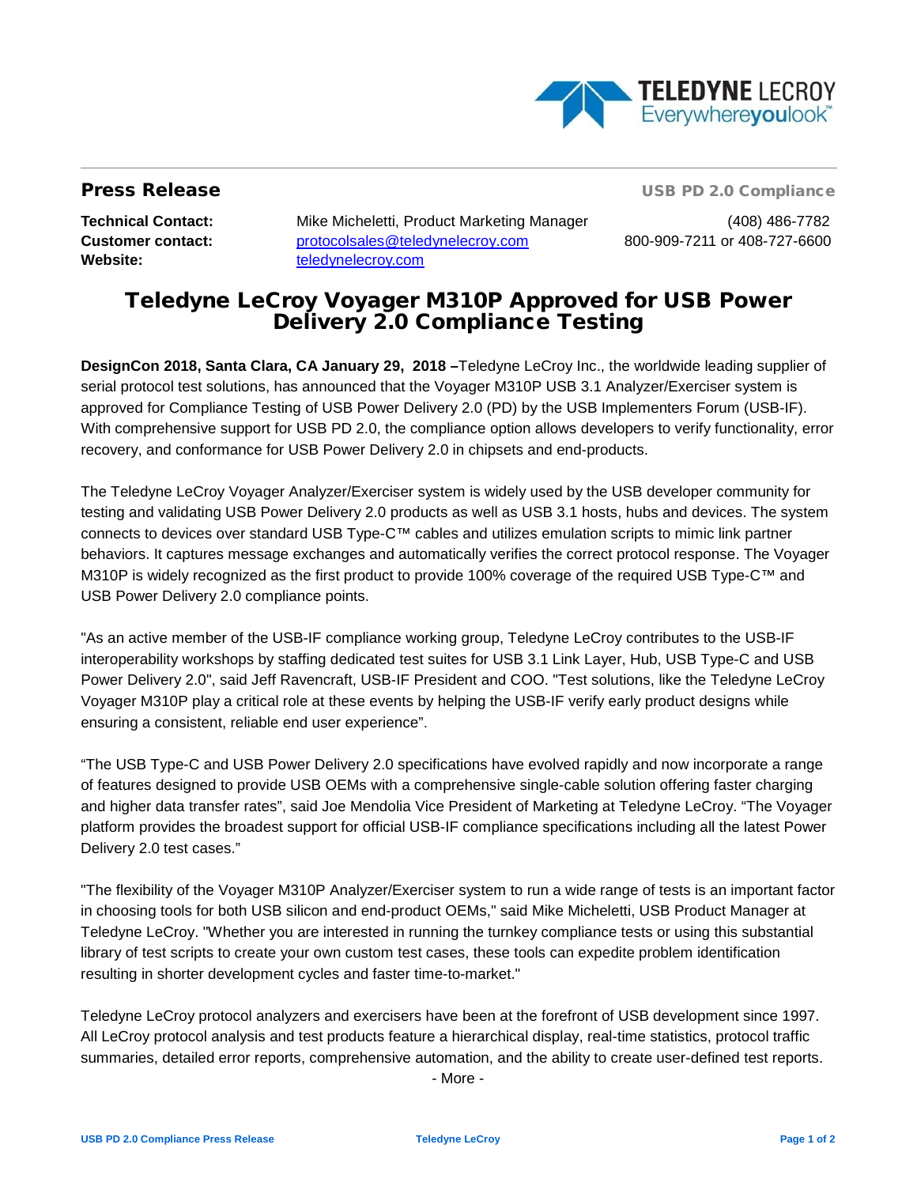**Press Release** | **USB PD 2.0 Compliance**

| | | |
|---|---|---|
| **Technical Contact:** | Mike Micheletti, Product Marketing Manager | (408) 486-7782 |
| **Customer contact:** | protocolsales@teledynelecroy.com | 800-909-7211 or 408-727-6600 |
| **Website:** | teledynelecroy.com | |

# Teledyne LeCroy Voyager M310P Approved for USB Power Delivery 2.0 Compliance Testing

**DesignCon 2018, Santa Clara, CA January 29, 2018 –**Teledyne LeCroy Inc., the worldwide leading supplier of serial protocol test solutions, has announced that the Voyager M310P USB 3.1 Analyzer/Exerciser system is approved for Compliance Testing of USB Power Delivery 2.0 (PD) by the USB Implementers Forum (USB-IF). With comprehensive support for USB PD 2.0, the compliance option allows developers to verify functionality, error recovery, and conformance for USB Power Delivery 2.0 in chipsets and end-products.

The Teledyne LeCroy Voyager Analyzer/Exerciser system is widely used by the USB developer community for testing and validating USB Power Delivery 2.0 products as well as USB 3.1 hosts, hubs and devices. The system connects to devices over standard USB Type-C™ cables and utilizes emulation scripts to mimic link partner behaviors. It captures message exchanges and automatically verifies the correct protocol response. The Voyager M310P is widely recognized as the first product to provide 100% coverage of the required USB Type-C™ and USB Power Delivery 2.0 compliance points.

"As an active member of the USB-IF compliance working group, Teledyne LeCroy contributes to the USB-IF interoperability workshops by staffing dedicated test suites for USB 3.1 Link Layer, Hub, USB Type-C and USB Power Delivery 2.0", said Jeff Ravencraft, USB-IF President and COO. "Test solutions, like the Teledyne LeCroy Voyager M310P play a critical role at these events by helping the USB-IF verify early product designs while ensuring a consistent, reliable end user experience”.

“The USB Type-C and USB Power Delivery 2.0 specifications have evolved rapidly and now incorporate a range of features designed to provide USB OEMs with a comprehensive single-cable solution offering faster charging and higher data transfer rates”, said Joe Mendolia Vice President of Marketing at Teledyne LeCroy. “The Voyager platform provides the broadest support for official USB-IF compliance specifications including all the latest Power Delivery 2.0 test cases.”

"The flexibility of the Voyager M310P Analyzer/Exerciser system to run a wide range of tests is an important factor in choosing tools for both USB silicon and end-product OEMs," said Mike Micheletti, USB Product Manager at Teledyne LeCroy. "Whether you are interested in running the turnkey compliance tests or using this substantial library of test scripts to create your own custom test cases, these tools can expedite problem identification resulting in shorter development cycles and faster time-to-market."

Teledyne LeCroy protocol analyzers and exercisers have been at the forefront of USB development since 1997. All LeCroy protocol analysis and test products feature a hierarchical display, real-time statistics, protocol traffic summaries, detailed error reports, comprehensive automation, and the ability to create user-defined test reports.

- More -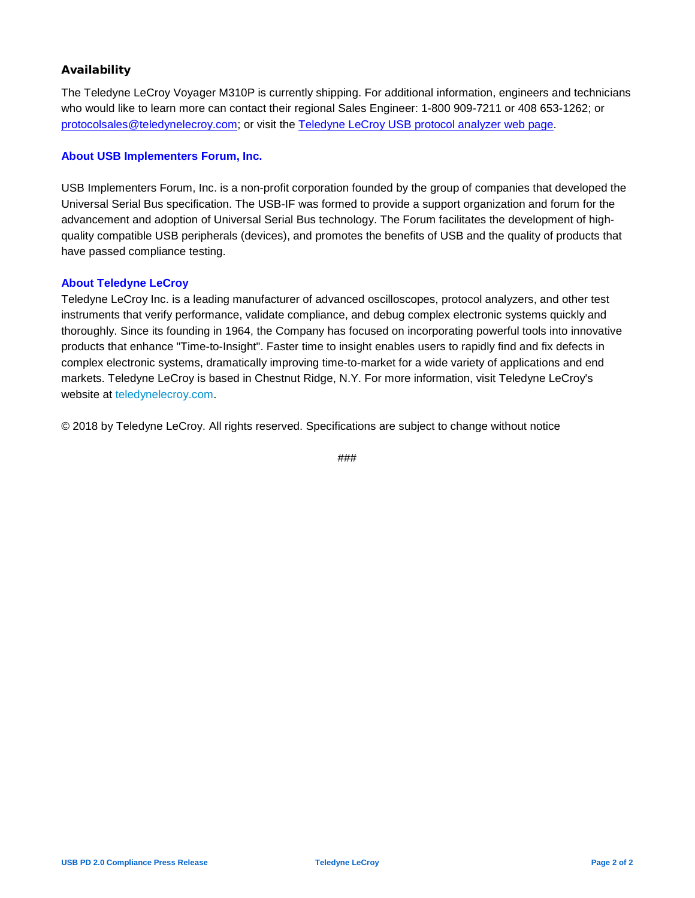### Availability

The Teledyne LeCroy Voyager M310P is currently shipping. For additional information, engineers and technicians who would like to learn more can contact their regional Sales Engineer: 1-800 909-7211 or 408 653-1262; or protocolsales@teledynelecroy.com; or visit the Teledyne LeCroy USB protocol analyzer web page.

### About USB Implementers Forum, Inc.

USB Implementers Forum, Inc. is a non-profit corporation founded by the group of companies that developed the Universal Serial Bus specification. The USB-IF was formed to provide a support organization and forum for the advancement and adoption of Universal Serial Bus technology. The Forum facilitates the development of high-quality compatible USB peripherals (devices), and promotes the benefits of USB and the quality of products that have passed compliance testing.

### About Teledyne LeCroy

Teledyne LeCroy Inc. is a leading manufacturer of advanced oscilloscopes, protocol analyzers, and other test instruments that verify performance, validate compliance, and debug complex electronic systems quickly and thoroughly. Since its founding in 1964, the Company has focused on incorporating powerful tools into innovative products that enhance "Time-to-Insight". Faster time to insight enables users to rapidly find and fix defects in complex electronic systems, dramatically improving time-to-market for a wide variety of applications and end markets. Teledyne LeCroy is based in Chestnut Ridge, N.Y. For more information, visit Teledyne LeCroy's website at teledynelecroy.com.

© 2018 by Teledyne LeCroy. All rights reserved. Specifications are subject to change without notice

###